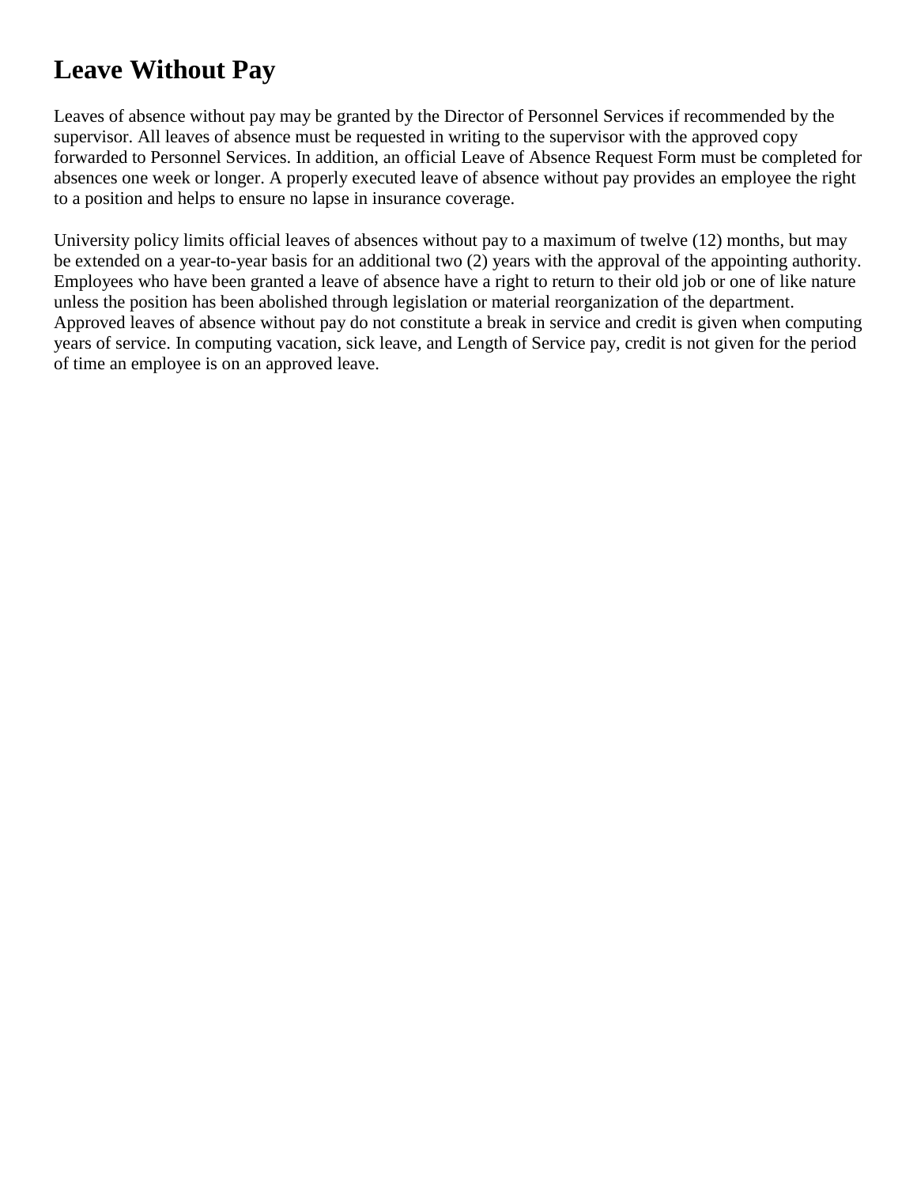# Leave Without Pay

Leaves of absence without pay may be granted by the Director of Personnel Services if recommended by the supervisor. All leaves of absence must be requested in writing to the supervisor with the approved copy forwarded to Personnel Services. In addition, an official Leave of Absence Request Form must be completed for absences one week or longer. A properly executed leave of absence without pay provides an employee the right to a position and helps to ensure no lapse in insurance coverage.

University policy limits official leaves of absences without pay to a maximum of twelve (12) months, but may be extended on a year-to-year basis for an additional two (2) years with the approval of the appointing authority. Employees who have been granted a leave of absence have a right to return to their old job or one of like nature unless the position has been abolished through legislation or material reorganization of the department. Approved leaves of absence without pay do not constitute a break in service and credit is given when computing years of service. In computing vacation, sick leave, and Length of Service pay, credit is not given for the period of time an employee is on an approved leave.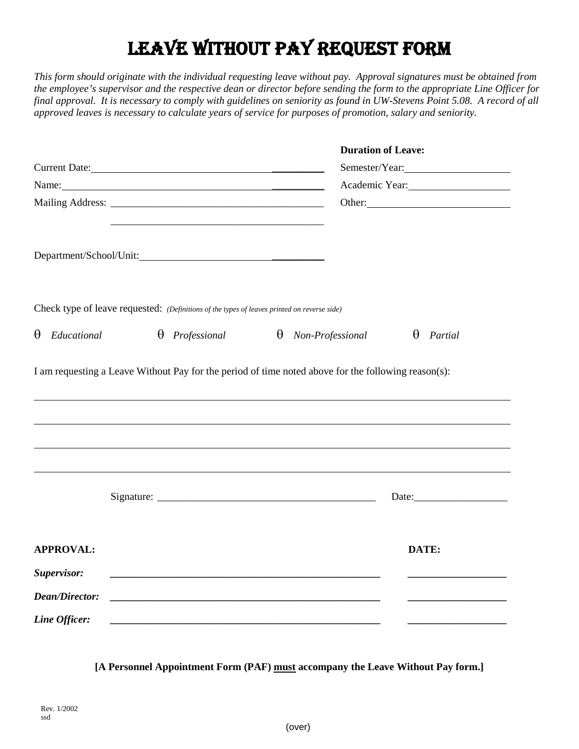# LEAVE WITHOUT PAY REQUEST FORM

*This form should originate with the individual requesting leave without pay. Approval signatures must be obtained from the employee's supervisor and the respective dean or director before sending the form to the appropriate Line Officer for final approval. It is necessary to comply with guidelines on seniority as found in UW-Stevens Point 5.08. A record of all approved leaves is necessary to calculate years of service for purposes of promotion, salary and seniority.*

**Duration of Leave:**

Semester/Year: ____________________

Academic Year: ____________________

Other: ____________________

Current Date: ____________________

Name: ____________________

Mailing Address: ________________________________________

________________________________________

Department/School/Unit: ____________________

Check type of leave requested: *(Definitions of the types of leaves printed on reverse side)*

θ *Educational*   θ *Professional*   θ *Non-Professional*   θ *Partial*

I am requesting a Leave Without Pay for the period of time noted above for the following reason(s):

________________________________________________________________________________

________________________________________________________________________________

________________________________________________________________________________

________________________________________________________________________________

Signature: ________________________________________   Date: __________________

| **APPROVAL:** | | **DATE:** |
|---|---|---|
| ***Supervisor:*** | ________________________________________ | __________________ |
| ***Dean/Director:*** | ________________________________________ | __________________ |
| ***Line Officer:*** | ________________________________________ | __________________ |

**[A Personnel Appointment Form (PAF) <u>must</u> accompany the Leave Without Pay form.]**

Rev. 1/2002
ssd

(over)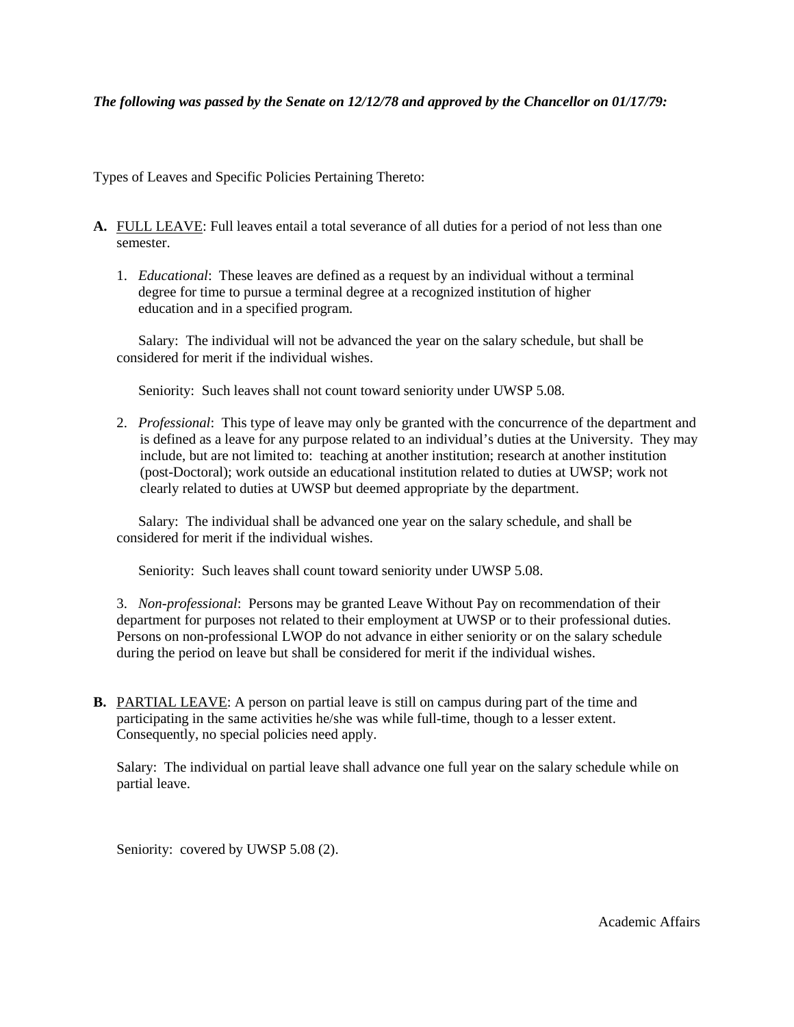***The following was passed by the Senate on 12/12/78 and approved by the Chancellor on 01/17/79:***

Types of Leaves and Specific Policies Pertaining Thereto:

**A.** <u>FULL LEAVE</u>: Full leaves entail a total severance of all duties for a period of not less than one semester.

1. *Educational*: These leaves are defined as a request by an individual without a terminal degree for time to pursue a terminal degree at a recognized institution of higher education and in a specified program.

   Salary: The individual will not be advanced the year on the salary schedule, but shall be considered for merit if the individual wishes.

   Seniority: Such leaves shall not count toward seniority under UWSP 5.08.

2. *Professional*: This type of leave may only be granted with the concurrence of the department and is defined as a leave for any purpose related to an individual's duties at the University. They may include, but are not limited to: teaching at another institution; research at another institution (post-Doctoral); work outside an educational institution related to duties at UWSP; work not clearly related to duties at UWSP but deemed appropriate by the department.

   Salary: The individual shall be advanced one year on the salary schedule, and shall be considered for merit if the individual wishes.

   Seniority: Such leaves shall count toward seniority under UWSP 5.08.

3. *Non-professional*: Persons may be granted Leave Without Pay on recommendation of their department for purposes not related to their employment at UWSP or to their professional duties. Persons on non-professional LWOP do not advance in either seniority or on the salary schedule during the period on leave but shall be considered for merit if the individual wishes.

**B.** <u>PARTIAL LEAVE</u>: A person on partial leave is still on campus during part of the time and participating in the same activities he/she was while full-time, though to a lesser extent. Consequently, no special policies need apply.

Salary: The individual on partial leave shall advance one full year on the salary schedule while on partial leave.

Seniority: covered by UWSP 5.08 (2).

Academic Affairs